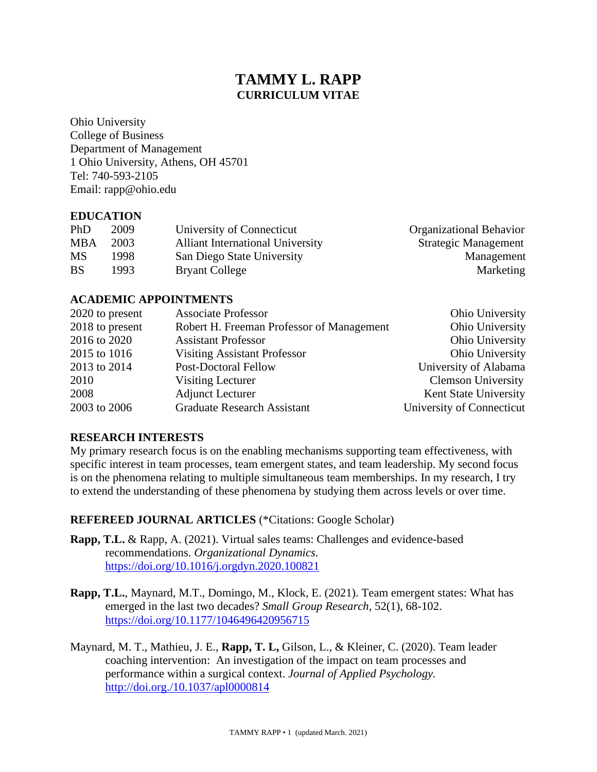# TAMMY L. RAPP

## CURRICULUM VITAE

Ohio University
College of Business
Department of Management
1 Ohio University, Athens, OH 45701
Tel: 740-593-2105
Email: rapp@ohio.edu

## EDUCATION

| | | | |
|---|---|---|---|
| PhD | 2009 | University of Connecticut | Organizational Behavior |
| MBA | 2003 | Alliant International University | Strategic Management |
| MS | 1998 | San Diego State University | Management |
| BS | 1993 | Bryant College | Marketing |

## ACADEMIC APPOINTMENTS

| | | |
|---|---|---|
| 2020 to present | Associate Professor | Ohio University |
| 2018 to present | Robert H. Freeman Professor of Management | Ohio University |
| 2016 to 2020 | Assistant Professor | Ohio University |
| 2015 to 1016 | Visiting Assistant Professor | Ohio University |
| 2013 to 2014 | Post-Doctoral Fellow | University of Alabama |
| 2010 | Visiting Lecturer | Clemson University |
| 2008 | Adjunct Lecturer | Kent State University |
| 2003 to 2006 | Graduate Research Assistant | University of Connecticut |

## RESEARCH INTERESTS

My primary research focus is on the enabling mechanisms supporting team effectiveness, with specific interest in team processes, team emergent states, and team leadership. My second focus is on the phenomena relating to multiple simultaneous team memberships. In my research, I try to extend the understanding of these phenomena by studying them across levels or over time.

## REFEREED JOURNAL ARTICLES (*Citations: Google Scholar)

**Rapp, T.L.** & Rapp, A. (2021). Virtual sales teams: Challenges and evidence-based recommendations. *Organizational Dynamics*. https://doi.org/10.1016/j.orgdyn.2020.100821

**Rapp, T.L.**, Maynard, M.T., Domingo, M., Klock, E. (2021). Team emergent states: What has emerged in the last two decades? *Small Group Research*, 52(1), 68-102. https://doi.org/10.1177/1046496420956715

Maynard, M. T., Mathieu, J. E., **Rapp, T. L,** Gilson, L., & Kleiner, C. (2020). Team leader coaching intervention: An investigation of the impact on team processes and performance within a surgical context. *Journal of Applied Psychology.* http://doi.org./10.1037/apl0000814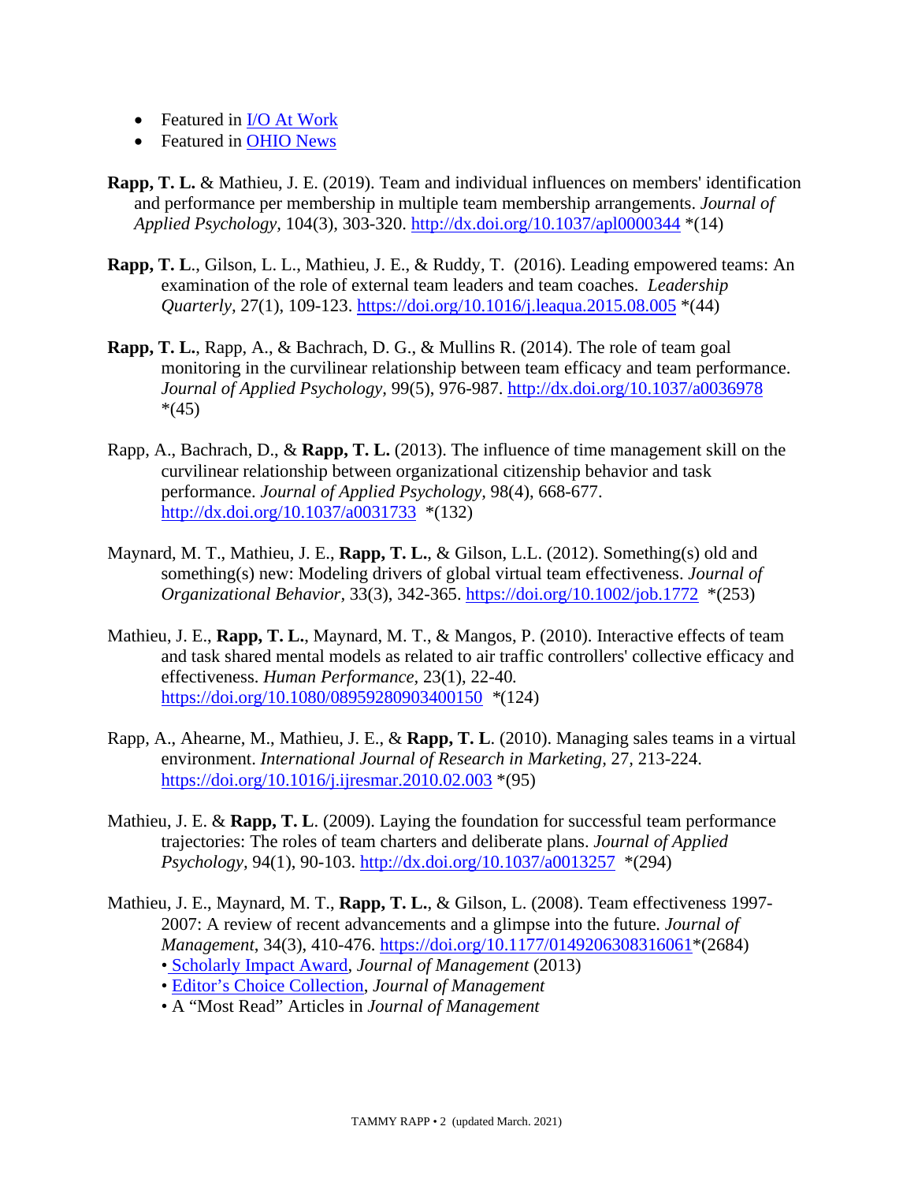- Featured in [I/O At Work]
- Featured in [OHIO News]

**Rapp, T. L.** & Mathieu, J. E. (2019). Team and individual influences on members' identification and performance per membership in multiple team membership arrangements. *Journal of Applied Psychology*, 104(3), 303-320. http://dx.doi.org/10.1037/apl0000344 *(14)

**Rapp, T. L**., Gilson, L. L., Mathieu, J. E., & Ruddy, T. (2016). Leading empowered teams: An examination of the role of external team leaders and team coaches. *Leadership Quarterly,* 27(1), 109-123. https://doi.org/10.1016/j.leaqua.2015.08.005 *(44)

**Rapp, T. L.**, Rapp, A., & Bachrach, D. G., & Mullins R. (2014). The role of team goal monitoring in the curvilinear relationship between team efficacy and team performance. *Journal of Applied Psychology,* 99(5), 976-987. http://dx.doi.org/10.1037/a0036978 *(45)

Rapp, A., Bachrach, D., & **Rapp, T. L.** (2013). The influence of time management skill on the curvilinear relationship between organizational citizenship behavior and task performance. *Journal of Applied Psychology*, 98(4), 668-677. http://dx.doi.org/10.1037/a0031733 *(132)

Maynard, M. T., Mathieu, J. E., **Rapp, T. L.**, & Gilson, L.L. (2012). Something(s) old and something(s) new: Modeling drivers of global virtual team effectiveness. *Journal of Organizational Behavior,* 33(3), 342-365. https://doi.org/10.1002/job.1772 *(253)

Mathieu, J. E., **Rapp, T. L.**, Maynard, M. T., & Mangos, P. (2010). Interactive effects of team and task shared mental models as related to air traffic controllers' collective efficacy and effectiveness. *Human Performance,* 23(1), 22-40. https://doi.org/10.1080/08959280903400150 *(124)

Rapp, A., Ahearne, M., Mathieu, J. E., & **Rapp, T. L**. (2010). Managing sales teams in a virtual environment. *International Journal of Research in Marketing,* 27, 213-224. https://doi.org/10.1016/j.ijresmar.2010.02.003 *(95)

Mathieu, J. E. & **Rapp, T. L**. (2009). Laying the foundation for successful team performance trajectories: The roles of team charters and deliberate plans. *Journal of Applied Psychology,* 94(1), 90-103. http://dx.doi.org/10.1037/a0013257 *(294)

Mathieu, J. E., Maynard, M. T., **Rapp, T. L.**, & Gilson, L. (2008). Team effectiveness 1997-2007: A review of recent advancements and a glimpse into the future. *Journal of Management*, 34(3), 410-476. https://doi.org/10.1177/0149206308316061*(2684)
- Scholarly Impact Award, *Journal of Management* (2013)
- Editor's Choice Collection, *Journal of Management*
- A "Most Read" Articles in *Journal of Management*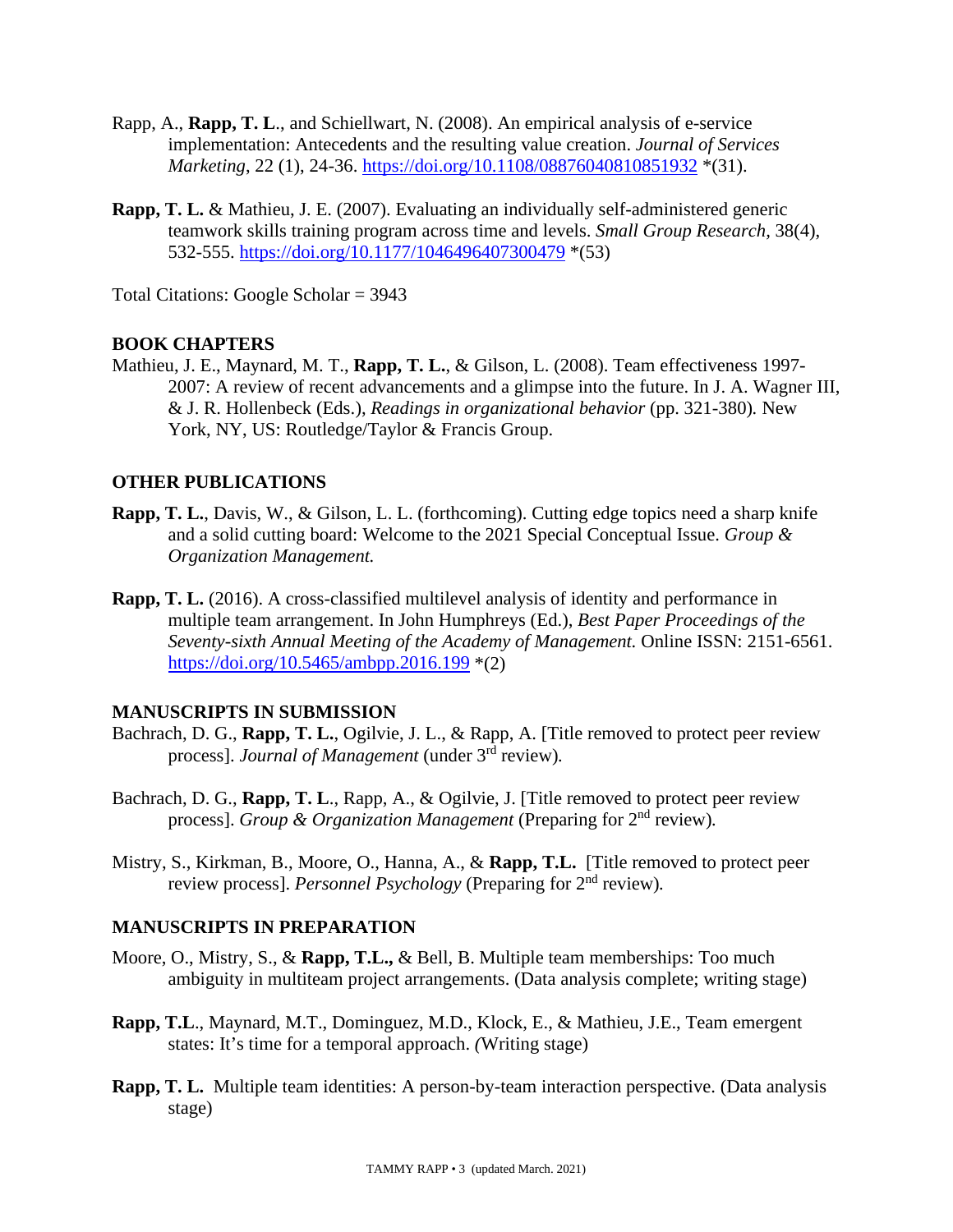Rapp, A., **Rapp, T. L**., and Schiellwart, N. (2008). An empirical analysis of e-service implementation: Antecedents and the resulting value creation. *Journal of Services Marketing*, 22 (1), 24-36. https://doi.org/10.1108/08876040810851932 *(31).

**Rapp, T. L.** & Mathieu, J. E. (2007). Evaluating an individually self-administered generic teamwork skills training program across time and levels. *Small Group Research*, 38(4), 532-555. https://doi.org/10.1177/1046496407300479 *(53)

Total Citations: Google Scholar = 3943

## BOOK CHAPTERS

Mathieu, J. E., Maynard, M. T., **Rapp, T. L.**, & Gilson, L. (2008). Team effectiveness 1997-2007: A review of recent advancements and a glimpse into the future. In J. A. Wagner III, & J. R. Hollenbeck (Eds.), *Readings in organizational behavior* (pp. 321-380). New York, NY, US: Routledge/Taylor & Francis Group.

## OTHER PUBLICATIONS

**Rapp, T. L.**, Davis, W., & Gilson, L. L. (forthcoming). Cutting edge topics need a sharp knife and a solid cutting board: Welcome to the 2021 Special Conceptual Issue. *Group & Organization Management.*

**Rapp, T. L.** (2016). A cross-classified multilevel analysis of identity and performance in multiple team arrangement. In John Humphreys (Ed.), *Best Paper Proceedings of the Seventy-sixth Annual Meeting of the Academy of Management.* Online ISSN: 2151-6561. https://doi.org/10.5465/ambpp.2016.199 *(2)

## MANUSCRIPTS IN SUBMISSION

Bachrach, D. G., **Rapp, T. L.**, Ogilvie, J. L., & Rapp, A. [Title removed to protect peer review process]. *Journal of Management* (under 3rd review).

Bachrach, D. G., **Rapp, T. L**., Rapp, A., & Ogilvie, J. [Title removed to protect peer review process]. *Group & Organization Management* (Preparing for 2nd review).

Mistry, S., Kirkman, B., Moore, O., Hanna, A., & **Rapp, T.L.** [Title removed to protect peer review process]. *Personnel Psychology* (Preparing for 2nd review).

## MANUSCRIPTS IN PREPARATION

Moore, O., Mistry, S., & **Rapp, T.L.,** & Bell, B. Multiple team memberships: Too much ambiguity in multiteam project arrangements. (Data analysis complete; writing stage)

**Rapp, T.L**., Maynard, M.T., Dominguez, M.D., Klock, E., & Mathieu, J.E., Team emergent states: It's time for a temporal approach. *(*Writing stage)

**Rapp, T. L.** Multiple team identities: A person-by-team interaction perspective. (Data analysis stage)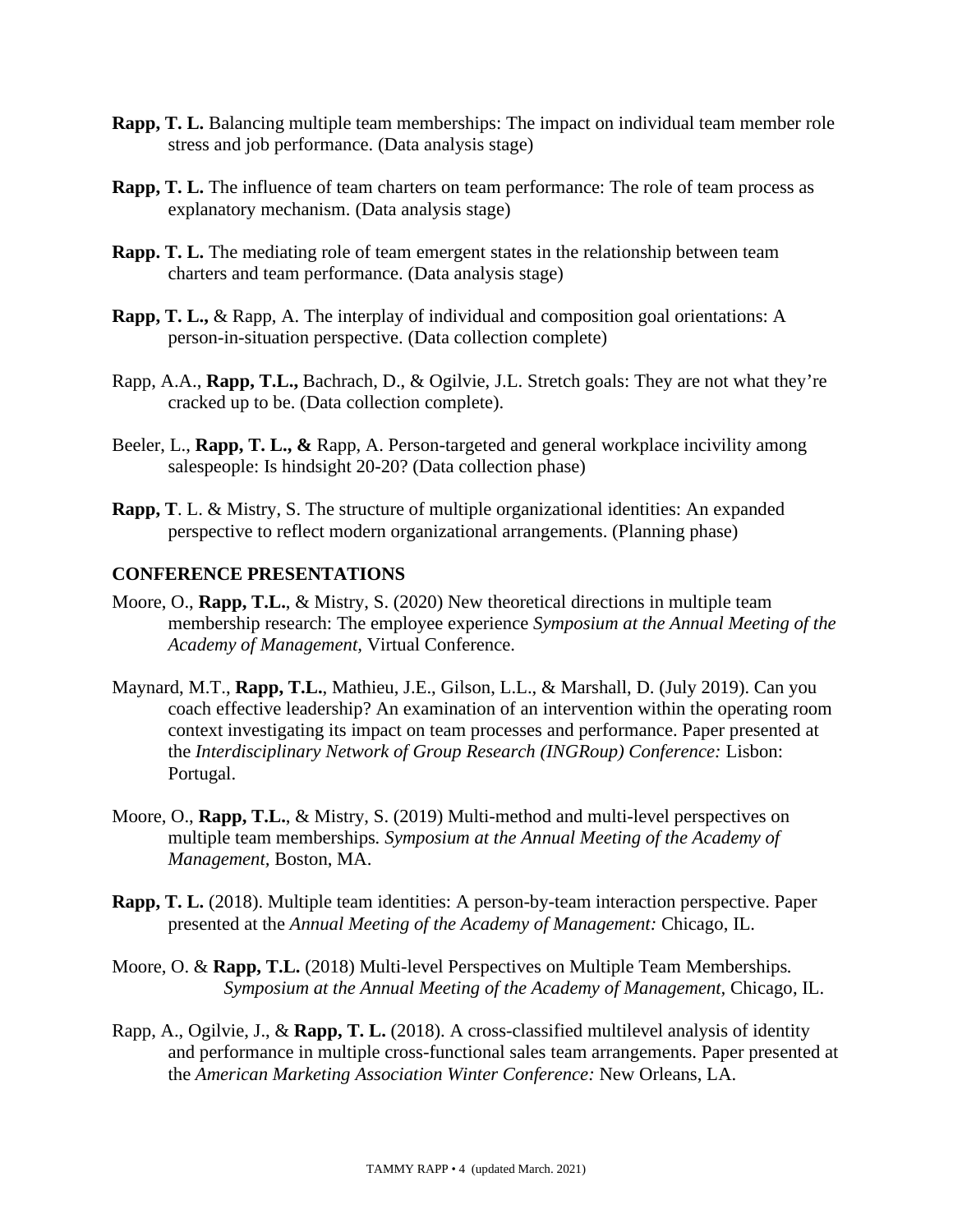**Rapp, T. L.** Balancing multiple team memberships: The impact on individual team member role stress and job performance. (Data analysis stage)

**Rapp, T. L.** The influence of team charters on team performance: The role of team process as explanatory mechanism. (Data analysis stage)

**Rapp. T. L.** The mediating role of team emergent states in the relationship between team charters and team performance. (Data analysis stage)

**Rapp, T. L.,** & Rapp, A. The interplay of individual and composition goal orientations: A person-in-situation perspective. (Data collection complete)

Rapp, A.A., **Rapp, T.L.,** Bachrach, D., & Ogilvie, J.L. Stretch goals: They are not what they're cracked up to be. (Data collection complete).

Beeler, L., **Rapp, T. L., &** Rapp, A. Person-targeted and general workplace incivility among salespeople: Is hindsight 20-20? (Data collection phase)

**Rapp, T**. L. & Mistry, S. The structure of multiple organizational identities: An expanded perspective to reflect modern organizational arrangements. (Planning phase)

## CONFERENCE PRESENTATIONS

Moore, O., **Rapp, T.L.**, & Mistry, S. (2020) New theoretical directions in multiple team membership research: The employee experience *Symposium at the Annual Meeting of the Academy of Management,* Virtual Conference.

Maynard, M.T., **Rapp, T.L.**, Mathieu, J.E., Gilson, L.L., & Marshall, D. (July 2019). Can you coach effective leadership? An examination of an intervention within the operating room context investigating its impact on team processes and performance. Paper presented at the *Interdisciplinary Network of Group Research (INGRoup) Conference:* Lisbon: Portugal.

Moore, O., **Rapp, T.L.**, & Mistry, S. (2019) Multi-method and multi-level perspectives on multiple team memberships. *Symposium at the Annual Meeting of the Academy of Management,* Boston, MA.

**Rapp, T. L.** (2018). Multiple team identities: A person-by-team interaction perspective. Paper presented at the *Annual Meeting of the Academy of Management:* Chicago, IL.

Moore, O. & **Rapp, T.L.** (2018) Multi-level Perspectives on Multiple Team Memberships. *Symposium at the Annual Meeting of the Academy of Management,* Chicago, IL.

Rapp, A., Ogilvie, J., & **Rapp, T. L.** (2018). A cross-classified multilevel analysis of identity and performance in multiple cross-functional sales team arrangements. Paper presented at the *American Marketing Association Winter Conference:* New Orleans, LA.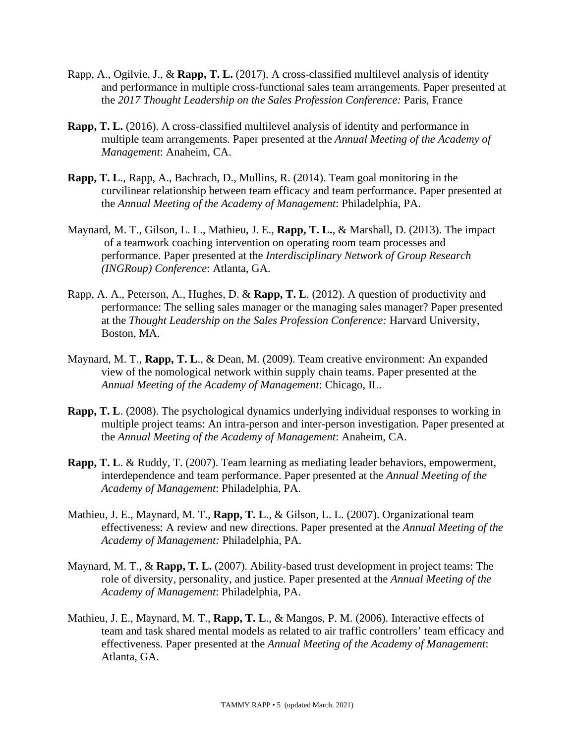Rapp, A., Ogilvie, J., & **Rapp, T. L.** (2017). A cross-classified multilevel analysis of identity and performance in multiple cross-functional sales team arrangements. Paper presented at the *2017 Thought Leadership on the Sales Profession Conference:* Paris, France

**Rapp, T. L.** (2016). A cross-classified multilevel analysis of identity and performance in multiple team arrangements. Paper presented at the *Annual Meeting of the Academy of Management*: Anaheim, CA.

**Rapp, T. L**., Rapp, A., Bachrach, D., Mullins, R. (2014). Team goal monitoring in the curvilinear relationship between team efficacy and team performance. Paper presented at the *Annual Meeting of the Academy of Management*: Philadelphia, PA.

Maynard, M. T., Gilson, L. L., Mathieu, J. E., **Rapp, T. L.**, & Marshall, D. (2013). The impact of a teamwork coaching intervention on operating room team processes and performance. Paper presented at the *Interdisciplinary Network of Group Research (INGRoup) Conference*: Atlanta, GA.

Rapp, A. A., Peterson, A., Hughes, D. & **Rapp, T. L**. (2012). A question of productivity and performance: The selling sales manager or the managing sales manager? Paper presented at the *Thought Leadership on the Sales Profession Conference:* Harvard University, Boston, MA.

Maynard, M. T., **Rapp, T. L**., & Dean, M. (2009). Team creative environment: An expanded view of the nomological network within supply chain teams. Paper presented at the *Annual Meeting of the Academy of Management*: Chicago, IL.

**Rapp, T. L**. (2008). The psychological dynamics underlying individual responses to working in multiple project teams: An intra-person and inter-person investigation. Paper presented at the *Annual Meeting of the Academy of Management*: Anaheim, CA.

**Rapp, T. L**. & Ruddy, T. (2007). Team learning as mediating leader behaviors, empowerment, interdependence and team performance. Paper presented at the *Annual Meeting of the Academy of Management*: Philadelphia, PA.

Mathieu, J. E., Maynard, M. T., **Rapp, T. L**., & Gilson, L. L. (2007). Organizational team effectiveness: A review and new directions. Paper presented at the *Annual Meeting of the Academy of Management:* Philadelphia, PA.

Maynard, M. T., & **Rapp, T. L.** (2007). Ability-based trust development in project teams: The role of diversity, personality, and justice. Paper presented at the *Annual Meeting of the Academy of Management*: Philadelphia, PA.

Mathieu, J. E., Maynard, M. T., **Rapp, T. L**., & Mangos, P. M. (2006). Interactive effects of team and task shared mental models as related to air traffic controllers' team efficacy and effectiveness. Paper presented at the *Annual Meeting of the Academy of Management*: Atlanta, GA.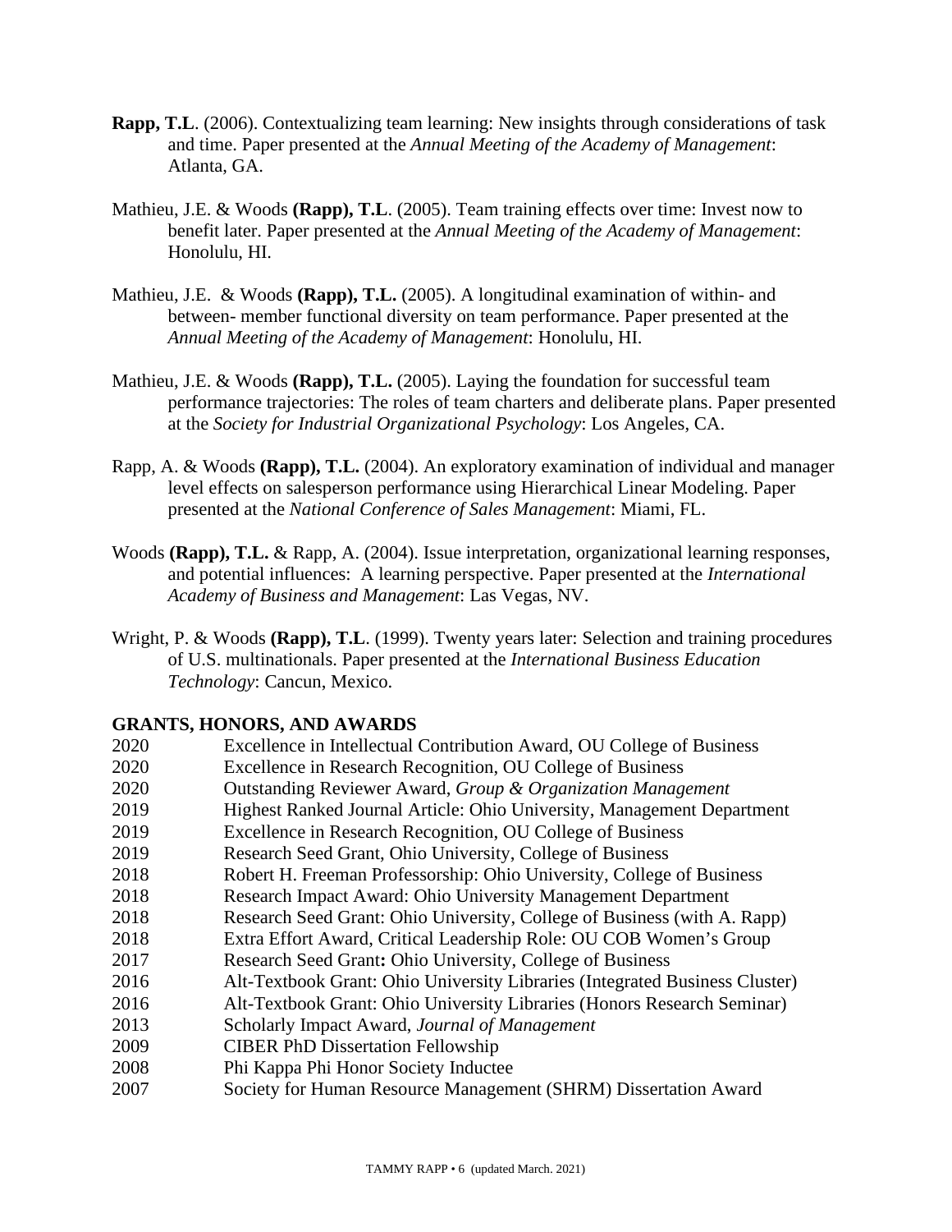**Rapp, T.L**. (2006). Contextualizing team learning: New insights through considerations of task and time. Paper presented at the *Annual Meeting of the Academy of Management*: Atlanta, GA.

Mathieu, J.E. & Woods **(Rapp), T.L**. (2005). Team training effects over time: Invest now to benefit later. Paper presented at the *Annual Meeting of the Academy of Management*: Honolulu, HI.

Mathieu, J.E. & Woods **(Rapp), T.L.** (2005). A longitudinal examination of within- and between- member functional diversity on team performance. Paper presented at the *Annual Meeting of the Academy of Management*: Honolulu, HI.

Mathieu, J.E. & Woods **(Rapp), T.L.** (2005). Laying the foundation for successful team performance trajectories: The roles of team charters and deliberate plans. Paper presented at the *Society for Industrial Organizational Psychology*: Los Angeles, CA.

Rapp, A. & Woods **(Rapp), T.L.** (2004). An exploratory examination of individual and manager level effects on salesperson performance using Hierarchical Linear Modeling. Paper presented at the *National Conference of Sales Management*: Miami, FL.

Woods **(Rapp), T.L.** & Rapp, A. (2004). Issue interpretation, organizational learning responses, and potential influences: A learning perspective. Paper presented at the *International Academy of Business and Management*: Las Vegas, NV.

Wright, P. & Woods **(Rapp), T.L**. (1999). Twenty years later: Selection and training procedures of U.S. multinationals. Paper presented at the *International Business Education Technology*: Cancun, Mexico.

## GRANTS, HONORS, AND AWARDS

2020 Excellence in Intellectual Contribution Award, OU College of Business
2020 Excellence in Research Recognition, OU College of Business
2020 Outstanding Reviewer Award, *Group & Organization Management*
2019 Highest Ranked Journal Article: Ohio University, Management Department
2019 Excellence in Research Recognition, OU College of Business
2019 Research Seed Grant, Ohio University, College of Business
2018 Robert H. Freeman Professorship: Ohio University, College of Business
2018 Research Impact Award: Ohio University Management Department
2018 Research Seed Grant: Ohio University, College of Business (with A. Rapp)
2018 Extra Effort Award, Critical Leadership Role: OU COB Women's Group
2017 Research Seed Grant**:** Ohio University, College of Business
2016 Alt-Textbook Grant: Ohio University Libraries (Integrated Business Cluster)
2016 Alt-Textbook Grant: Ohio University Libraries (Honors Research Seminar)
2013 Scholarly Impact Award, *Journal of Management*
2009 CIBER PhD Dissertation Fellowship
2008 Phi Kappa Phi Honor Society Inductee
2007 Society for Human Resource Management (SHRM) Dissertation Award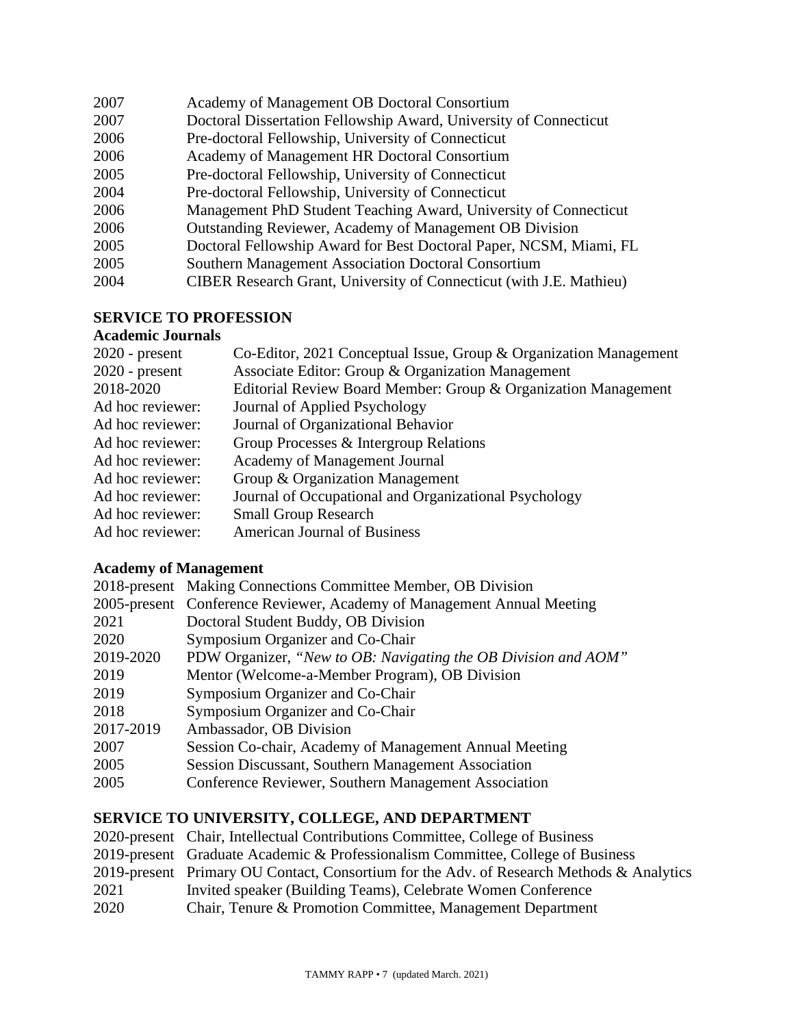2007 Academy of Management OB Doctoral Consortium
2007 Doctoral Dissertation Fellowship Award, University of Connecticut
2006 Pre-doctoral Fellowship, University of Connecticut
2006 Academy of Management HR Doctoral Consortium
2005 Pre-doctoral Fellowship, University of Connecticut
2004 Pre-doctoral Fellowship, University of Connecticut
2006 Management PhD Student Teaching Award, University of Connecticut
2006 Outstanding Reviewer, Academy of Management OB Division
2005 Doctoral Fellowship Award for Best Doctoral Paper, NCSM, Miami, FL
2005 Southern Management Association Doctoral Consortium
2004 CIBER Research Grant, University of Connecticut (with J.E. Mathieu)

## SERVICE TO PROFESSION

### Academic Journals

2020 - present Co-Editor, 2021 Conceptual Issue, Group & Organization Management
2020 - present Associate Editor: Group & Organization Management
2018-2020 Editorial Review Board Member: Group & Organization Management
Ad hoc reviewer: Journal of Applied Psychology
Ad hoc reviewer: Journal of Organizational Behavior
Ad hoc reviewer: Group Processes & Intergroup Relations
Ad hoc reviewer: Academy of Management Journal
Ad hoc reviewer: Group & Organization Management
Ad hoc reviewer: Journal of Occupational and Organizational Psychology
Ad hoc reviewer: Small Group Research
Ad hoc reviewer: American Journal of Business

### Academy of Management

2018-present Making Connections Committee Member, OB Division
2005-present Conference Reviewer, Academy of Management Annual Meeting
2021 Doctoral Student Buddy, OB Division
2020 Symposium Organizer and Co-Chair
2019-2020 PDW Organizer, *"New to OB: Navigating the OB Division and AOM"*
2019 Mentor (Welcome-a-Member Program), OB Division
2019 Symposium Organizer and Co-Chair
2018 Symposium Organizer and Co-Chair
2017-2019 Ambassador, OB Division
2007 Session Co-chair, Academy of Management Annual Meeting
2005 Session Discussant, Southern Management Association
2005 Conference Reviewer, Southern Management Association

## SERVICE TO UNIVERSITY, COLLEGE, AND DEPARTMENT

2020-present Chair, Intellectual Contributions Committee, College of Business
2019-present Graduate Academic & Professionalism Committee, College of Business
2019-present Primary OU Contact, Consortium for the Adv. of Research Methods & Analytics
2021 Invited speaker (Building Teams), Celebrate Women Conference
2020 Chair, Tenure & Promotion Committee, Management Department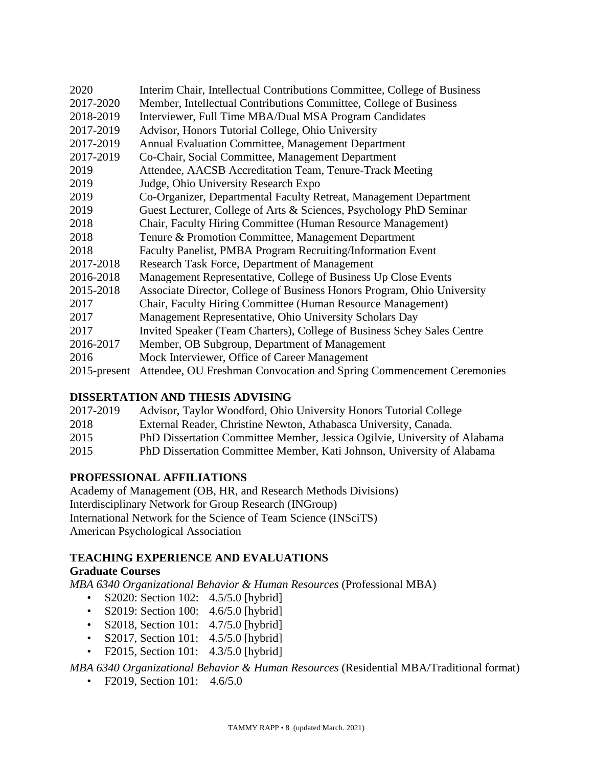2020 Interim Chair, Intellectual Contributions Committee, College of Business
2017-2020 Member, Intellectual Contributions Committee, College of Business
2018-2019 Interviewer, Full Time MBA/Dual MSA Program Candidates
2017-2019 Advisor, Honors Tutorial College, Ohio University
2017-2019 Annual Evaluation Committee, Management Department
2017-2019 Co-Chair, Social Committee, Management Department
2019 Attendee, AACSB Accreditation Team, Tenure-Track Meeting
2019 Judge, Ohio University Research Expo
2019 Co-Organizer, Departmental Faculty Retreat, Management Department
2019 Guest Lecturer, College of Arts & Sciences, Psychology PhD Seminar
2018 Chair, Faculty Hiring Committee (Human Resource Management)
2018 Tenure & Promotion Committee, Management Department
2018 Faculty Panelist, PMBA Program Recruiting/Information Event
2017-2018 Research Task Force, Department of Management
2016-2018 Management Representative, College of Business Up Close Events
2015-2018 Associate Director, College of Business Honors Program, Ohio University
2017 Chair, Faculty Hiring Committee (Human Resource Management)
2017 Management Representative, Ohio University Scholars Day
2017 Invited Speaker (Team Charters), College of Business Schey Sales Centre
2016-2017 Member, OB Subgroup, Department of Management
2016 Mock Interviewer, Office of Career Management
2015-present Attendee, OU Freshman Convocation and Spring Commencement Ceremonies

## DISSERTATION AND THESIS ADVISING

2017-2019 Advisor, Taylor Woodford, Ohio University Honors Tutorial College
2018 External Reader, Christine Newton, Athabasca University, Canada.
2015 PhD Dissertation Committee Member, Jessica Ogilvie, University of Alabama
2015 PhD Dissertation Committee Member, Kati Johnson, University of Alabama

## PROFESSIONAL AFFILIATIONS

Academy of Management (OB, HR, and Research Methods Divisions)
Interdisciplinary Network for Group Research (INGroup)
International Network for the Science of Team Science (INSciTS)
American Psychological Association

## TEACHING EXPERIENCE AND EVALUATIONS

### Graduate Courses

*MBA 6340 Organizational Behavior & Human Resources* (Professional MBA)

- S2020: Section 102: 4.5/5.0 [hybrid]
- S2019: Section 100: 4.6/5.0 [hybrid]
- S2018, Section 101: 4.7/5.0 [hybrid]
- S2017, Section 101: 4.5/5.0 [hybrid]
- F2015, Section 101: 4.3/5.0 [hybrid]

*MBA 6340 Organizational Behavior & Human Resources* (Residential MBA/Traditional format)

- F2019, Section 101: 4.6/5.0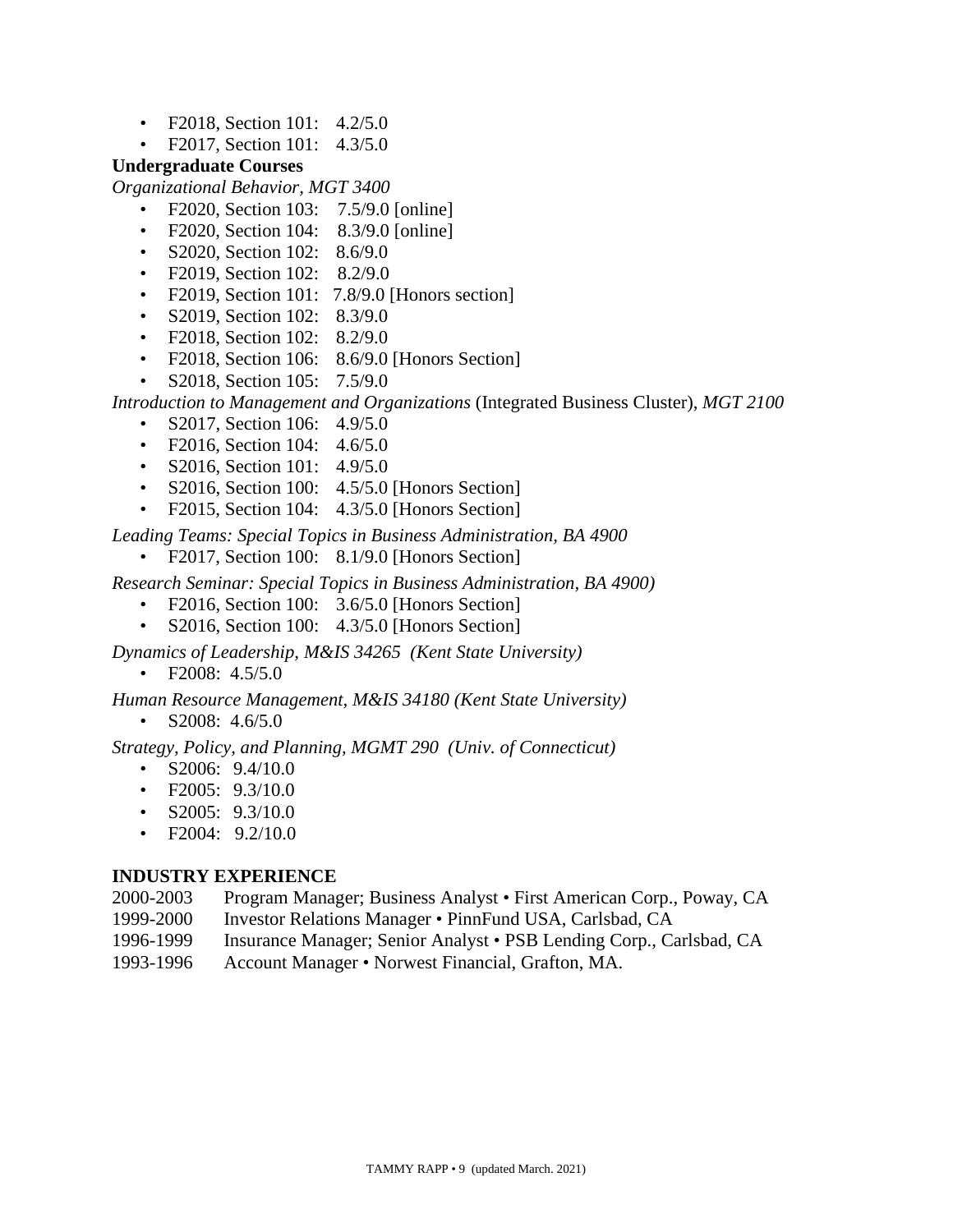- F2018, Section 101: 4.2/5.0
- F2017, Section 101: 4.3/5.0

**Undergraduate Courses**

*Organizational Behavior, MGT 3400*

- F2020, Section 103: 7.5/9.0 [online]
- F2020, Section 104: 8.3/9.0 [online]
- S2020, Section 102: 8.6/9.0
- F2019, Section 102: 8.2/9.0
- F2019, Section 101: 7.8/9.0 [Honors section]
- S2019, Section 102: 8.3/9.0
- F2018, Section 102: 8.2/9.0
- F2018, Section 106: 8.6/9.0 [Honors Section]
- S2018, Section 105: 7.5/9.0

*Introduction to Management and Organizations* (Integrated Business Cluster), *MGT 2100*

- S2017, Section 106: 4.9/5.0
- F2016, Section 104: 4.6/5.0
- S2016, Section 101: 4.9/5.0
- S2016, Section 100: 4.5/5.0 [Honors Section]
- F2015, Section 104: 4.3/5.0 [Honors Section]

*Leading Teams: Special Topics in Business Administration, BA 4900*

- F2017, Section 100: 8.1/9.0 [Honors Section]

*Research Seminar: Special Topics in Business Administration, BA 4900)*

- F2016, Section 100: 3.6/5.0 [Honors Section]
- S2016, Section 100: 4.3/5.0 [Honors Section]

*Dynamics of Leadership, M&IS 34265 (Kent State University)*

- F2008: 4.5/5.0

*Human Resource Management, M&IS 34180 (Kent State University)*

- S2008: 4.6/5.0

*Strategy, Policy, and Planning, MGMT 290 (Univ. of Connecticut)*

- S2006: 9.4/10.0
- F2005: 9.3/10.0
- S2005: 9.3/10.0
- F2004: 9.2/10.0

**INDUSTRY EXPERIENCE**

2000-2003 Program Manager; Business Analyst • First American Corp., Poway, CA

1999-2000 Investor Relations Manager • PinnFund USA, Carlsbad, CA

1996-1999 Insurance Manager; Senior Analyst • PSB Lending Corp., Carlsbad, CA

1993-1996 Account Manager • Norwest Financial, Grafton, MA.